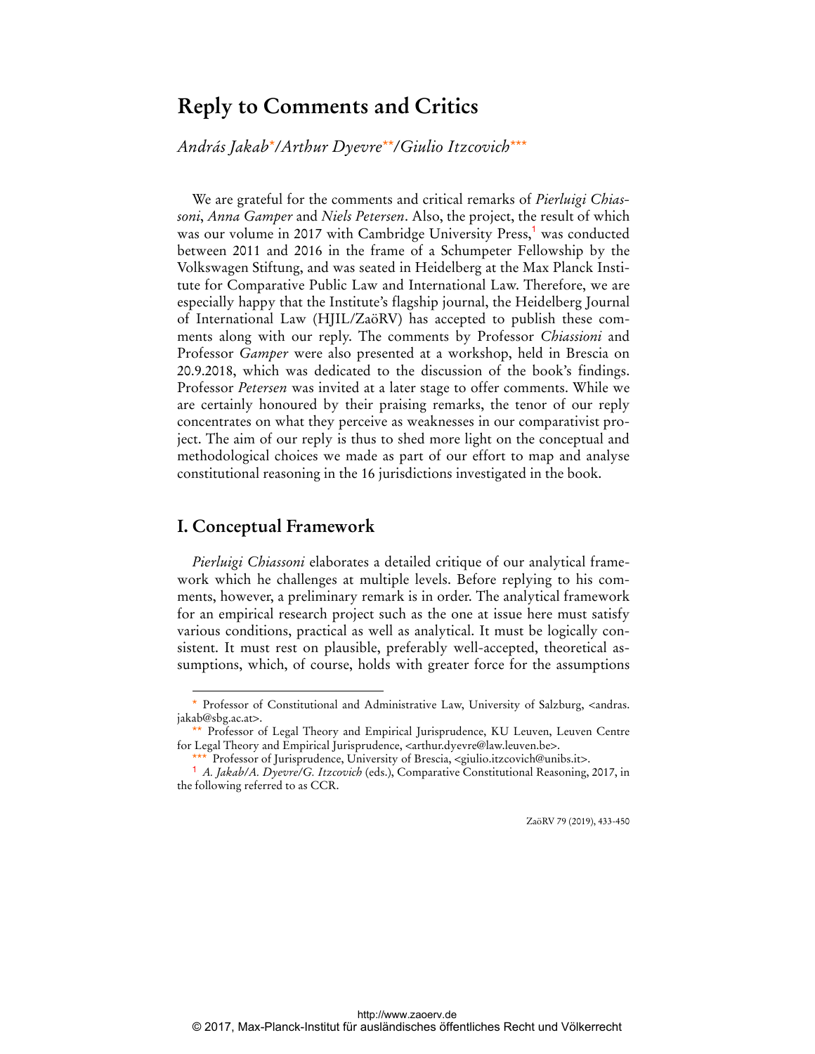# Reply to Comments and Critics

*András Jakab*[*]/*Arthur Dyevre*[**]/*Giulio Itzcovich*[***]

We are grateful for the comments and critical remarks of *Pierluigi Chiassoni*, *Anna Gamper* and *Niels Petersen*. Also, the project, the result of which was our volume in 2017 with Cambridge University Press,[1] was conducted between 2011 and 2016 in the frame of a Schumpeter Fellowship by the Volkswagen Stiftung, and was seated in Heidelberg at the Max Planck Institute for Comparative Public Law and International Law. Therefore, we are especially happy that the Institute's flagship journal, the Heidelberg Journal of International Law (HJIL/ZaöRV) has accepted to publish these comments along with our reply. The comments by Professor *Chiassoni* and Professor *Gamper* were also presented at a workshop, held in Brescia on 20.9.2018, which was dedicated to the discussion of the book's findings. Professor *Petersen* was invited at a later stage to offer comments. While we are certainly honoured by their praising remarks, the tenor of our reply concentrates on what they perceive as weaknesses in our comparativist project. The aim of our reply is thus to shed more light on the conceptual and methodological choices we made as part of our effort to map and analyse constitutional reasoning in the 16 jurisdictions investigated in the book.

## I. Conceptual Framework

*Pierluigi Chiassoni* elaborates a detailed critique of our analytical framework which he challenges at multiple levels. Before replying to his comments, however, a preliminary remark is in order. The analytical framework for an empirical research project such as the one at issue here must satisfy various conditions, practical as well as analytical. It must be logically consistent. It must rest on plausible, preferably well-accepted, theoretical assumptions, which, of course, holds with greater force for the assumptions

---

[*] Professor of Constitutional and Administrative Law, University of Salzburg, <andras.jakab@sbg.ac.at>.

[**] Professor of Legal Theory and Empirical Jurisprudence, KU Leuven, Leuven Centre for Legal Theory and Empirical Jurisprudence, <arthur.dyevre@law.leuven.be>.

[***] Professor of Jurisprudence, University of Brescia, <giulio.itzcovich@unibs.it>.

[1] *A. Jakab/A. Dyevre/G. Itzcovich* (eds.), Comparative Constitutional Reasoning, 2017, in the following referred to as CCR.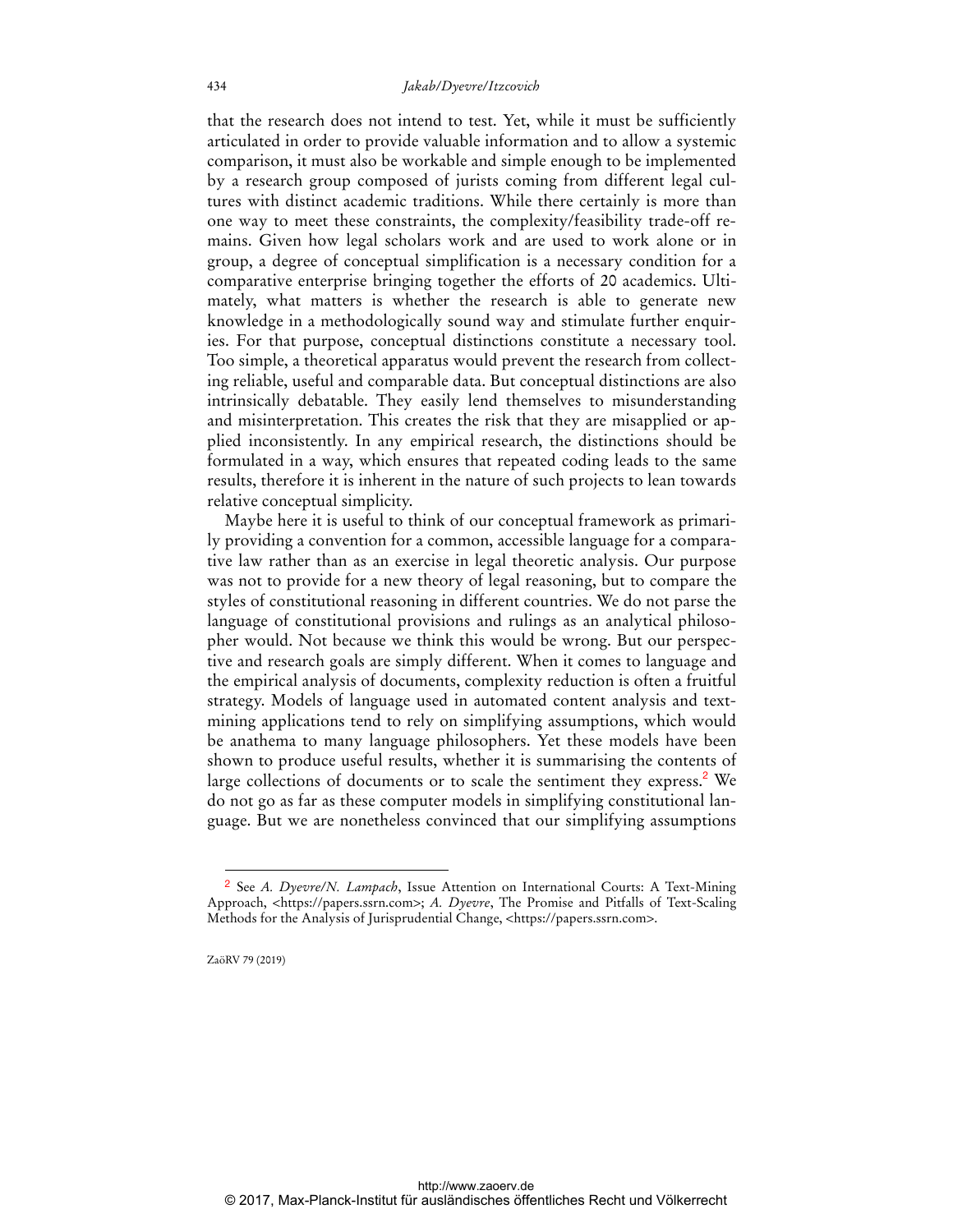that the research does not intend to test. Yet, while it must be sufficiently articulated in order to provide valuable information and to allow a systemic comparison, it must also be workable and simple enough to be implemented by a research group composed of jurists coming from different legal cultures with distinct academic traditions. While there certainly is more than one way to meet these constraints, the complexity/feasibility trade-off remains. Given how legal scholars work and are used to work alone or in group, a degree of conceptual simplification is a necessary condition for a comparative enterprise bringing together the efforts of 20 academics. Ultimately, what matters is whether the research is able to generate new knowledge in a methodologically sound way and stimulate further enquiries. For that purpose, conceptual distinctions constitute a necessary tool. Too simple, a theoretical apparatus would prevent the research from collecting reliable, useful and comparable data. But conceptual distinctions are also intrinsically debatable. They easily lend themselves to misunderstanding and misinterpretation. This creates the risk that they are misapplied or applied inconsistently. In any empirical research, the distinctions should be formulated in a way, which ensures that repeated coding leads to the same results, therefore it is inherent in the nature of such projects to lean towards relative conceptual simplicity.

Maybe here it is useful to think of our conceptual framework as primarily providing a convention for a common, accessible language for a comparative law rather than as an exercise in legal theoretic analysis. Our purpose was not to provide for a new theory of legal reasoning, but to compare the styles of constitutional reasoning in different countries. We do not parse the language of constitutional provisions and rulings as an analytical philosopher would. Not because we think this would be wrong. But our perspective and research goals are simply different. When it comes to language and the empirical analysis of documents, complexity reduction is often a fruitful strategy. Models of language used in automated content analysis and text-mining applications tend to rely on simplifying assumptions, which would be anathema to many language philosophers. Yet these models have been shown to produce useful results, whether it is summarising the contents of large collections of documents or to scale the sentiment they express.[2] We do not go as far as these computer models in simplifying constitutional language. But we are nonetheless convinced that our simplifying assumptions

---

[2] See *A. Dyevre/N. Lampach*, Issue Attention on International Courts: A Text-Mining Approach, <https://papers.ssrn.com>; *A. Dyevre*, The Promise and Pitfalls of Text-Scaling Methods for the Analysis of Jurisprudential Change, <https://papers.ssrn.com>.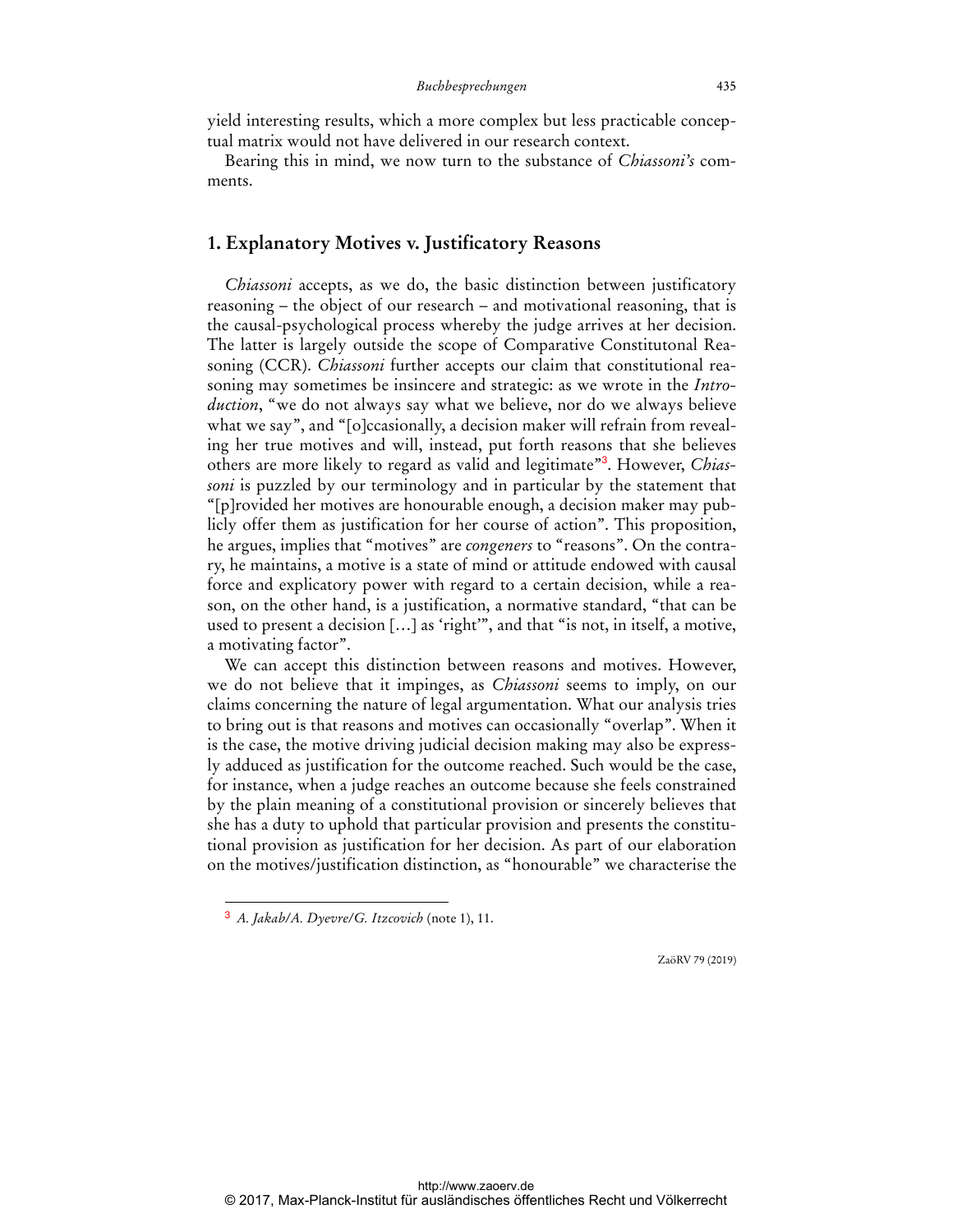yield interesting results, which a more complex but less practicable conceptual matrix would not have delivered in our research context.

Bearing this in mind, we now turn to the substance of *Chiassoni's* comments.

## 1. Explanatory Motives v. Justificatory Reasons

*Chiassoni* accepts, as we do, the basic distinction between justificatory reasoning – the object of our research – and motivational reasoning, that is the causal-psychological process whereby the judge arrives at her decision. The latter is largely outside the scope of Comparative Constitutonal Reasoning (CCR). *Chiassoni* further accepts our claim that constitutional reasoning may sometimes be insincere and strategic: as we wrote in the *Introduction*, "we do not always say what we believe, nor do we always believe what we say", and "[o]ccasionally, a decision maker will refrain from revealing her true motives and will, instead, put forth reasons that she believes others are more likely to regard as valid and legitimate"[3]. However, *Chiassoni* is puzzled by our terminology and in particular by the statement that "[p]rovided her motives are honourable enough, a decision maker may publicly offer them as justification for her course of action". This proposition, he argues, implies that "motives" are *congeners* to "reasons". On the contrary, he maintains, a motive is a state of mind or attitude endowed with causal force and explicatory power with regard to a certain decision, while a reason, on the other hand, is a justification, a normative standard, "that can be used to present a decision […] as 'right'", and that "is not, in itself, a motive, a motivating factor".

We can accept this distinction between reasons and motives. However, we do not believe that it impinges, as *Chiassoni* seems to imply, on our claims concerning the nature of legal argumentation. What our analysis tries to bring out is that reasons and motives can occasionally "overlap". When it is the case, the motive driving judicial decision making may also be expressly adduced as justification for the outcome reached. Such would be the case, for instance, when a judge reaches an outcome because she feels constrained by the plain meaning of a constitutional provision or sincerely believes that she has a duty to uphold that particular provision and presents the constitutional provision as justification for her decision. As part of our elaboration on the motives/justification distinction, as "honourable" we characterise the

---

[3] *A. Jakab/A. Dyevre/G. Itzcovich* (note 1), 11.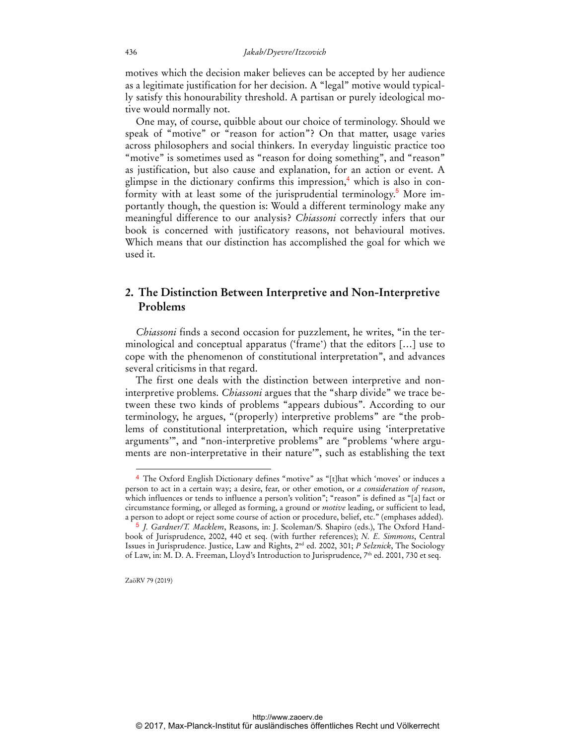motives which the decision maker believes can be accepted by her audience as a legitimate justification for her decision. A "legal" motive would typically satisfy this honourability threshold. A partisan or purely ideological motive would normally not.

One may, of course, quibble about our choice of terminology. Should we speak of "motive" or "reason for action"? On that matter, usage varies across philosophers and social thinkers. In everyday linguistic practice too "motive" is sometimes used as "reason for doing something", and "reason" as justification, but also cause and explanation, for an action or event. A glimpse in the dictionary confirms this impression,[4] which is also in conformity with at least some of the jurisprudential terminology.[5] More importantly though, the question is: Would a different terminology make any meaningful difference to our analysis? *Chiassoni* correctly infers that our book is concerned with justificatory reasons, not behavioural motives. Which means that our distinction has accomplished the goal for which we used it.

## 2. The Distinction Between Interpretive and Non-Interpretive Problems

*Chiassoni* finds a second occasion for puzzlement, he writes, "in the terminological and conceptual apparatus ('frame') that the editors […] use to cope with the phenomenon of constitutional interpretation", and advances several criticisms in that regard.

The first one deals with the distinction between interpretive and non-interpretive problems. *Chiassoni* argues that the "sharp divide" we trace between these two kinds of problems "appears dubious". According to our terminology, he argues, "(properly) interpretive problems" are "the problems of constitutional interpretation, which require using 'interpretative arguments'", and "non-interpretive problems" are "problems 'where arguments are non-interpretative in their nature'", such as establishing the text

---

[4] The Oxford English Dictionary defines "motive" as "[t]hat which 'moves' or induces a person to act in a certain way; a desire, fear, or other emotion, or *a consideration of reason*, which influences or tends to influence a person's volition"; "reason" is defined as "[a] fact or circumstance forming, or alleged as forming, a ground or *motive* leading, or sufficient to lead, a person to adopt or reject some course of action or procedure, belief, etc." (emphases added).

[5] *J. Gardner/T. Macklem*, Reasons, in: J. Scoleman/S. Shapiro (eds.), The Oxford Handbook of Jurisprudence, 2002, 440 et seq. (with further references); *N. E. Simmons*, Central Issues in Jurisprudence. Justice, Law and Rights, 2nd ed. 2002, 301; *P Selznick*, The Sociology of Law, in: M. D. A. Freeman, Lloyd's Introduction to Jurisprudence, 7th ed. 2001, 730 et seq.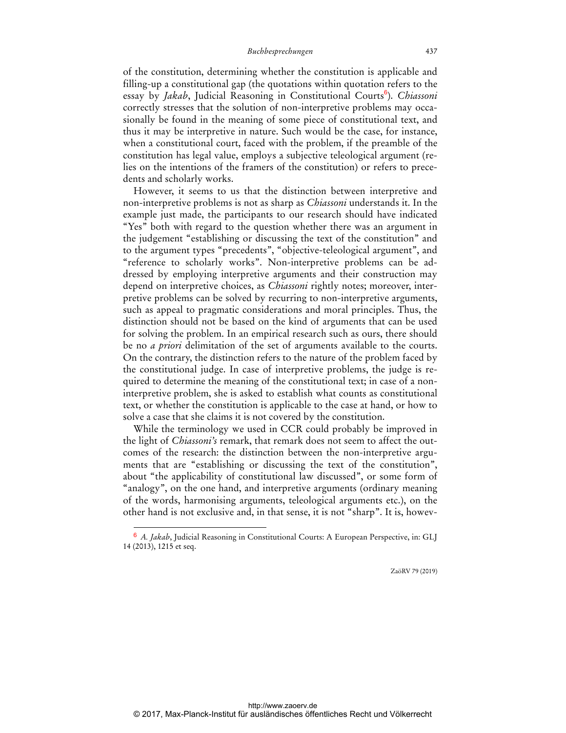of the constitution, determining whether the constitution is applicable and filling-up a constitutional gap (the quotations within quotation refers to the essay by *Jakab*, Judicial Reasoning in Constitutional Courts[6]). *Chiassoni* correctly stresses that the solution of non-interpretive problems may occasionally be found in the meaning of some piece of constitutional text, and thus it may be interpretive in nature. Such would be the case, for instance, when a constitutional court, faced with the problem, if the preamble of the constitution has legal value, employs a subjective teleological argument (relies on the intentions of the framers of the constitution) or refers to precedents and scholarly works.

However, it seems to us that the distinction between interpretive and non-interpretive problems is not as sharp as *Chiassoni* understands it. In the example just made, the participants to our research should have indicated "Yes" both with regard to the question whether there was an argument in the judgement "establishing or discussing the text of the constitution" and to the argument types "precedents", "objective-teleological argument", and "reference to scholarly works". Non-interpretive problems can be addressed by employing interpretive arguments and their construction may depend on interpretive choices, as *Chiassoni* rightly notes; moreover, interpretive problems can be solved by recurring to non-interpretive arguments, such as appeal to pragmatic considerations and moral principles. Thus, the distinction should not be based on the kind of arguments that can be used for solving the problem. In an empirical research such as ours, there should be no *a priori* delimitation of the set of arguments available to the courts. On the contrary, the distinction refers to the nature of the problem faced by the constitutional judge. In case of interpretive problems, the judge is required to determine the meaning of the constitutional text; in case of a non-interpretive problem, she is asked to establish what counts as constitutional text, or whether the constitution is applicable to the case at hand, or how to solve a case that she claims it is not covered by the constitution.

While the terminology we used in CCR could probably be improved in the light of *Chiassoni's* remark, that remark does not seem to affect the outcomes of the research: the distinction between the non-interpretive arguments that are "establishing or discussing the text of the constitution", about "the applicability of constitutional law discussed", or some form of "analogy", on the one hand, and interpretive arguments (ordinary meaning of the words, harmonising arguments, teleological arguments etc.), on the other hand is not exclusive and, in that sense, it is not "sharp". It is, howev-

---

[6] *A. Jakab*, Judicial Reasoning in Constitutional Courts: A European Perspective, in: GLJ 14 (2013), 1215 et seq.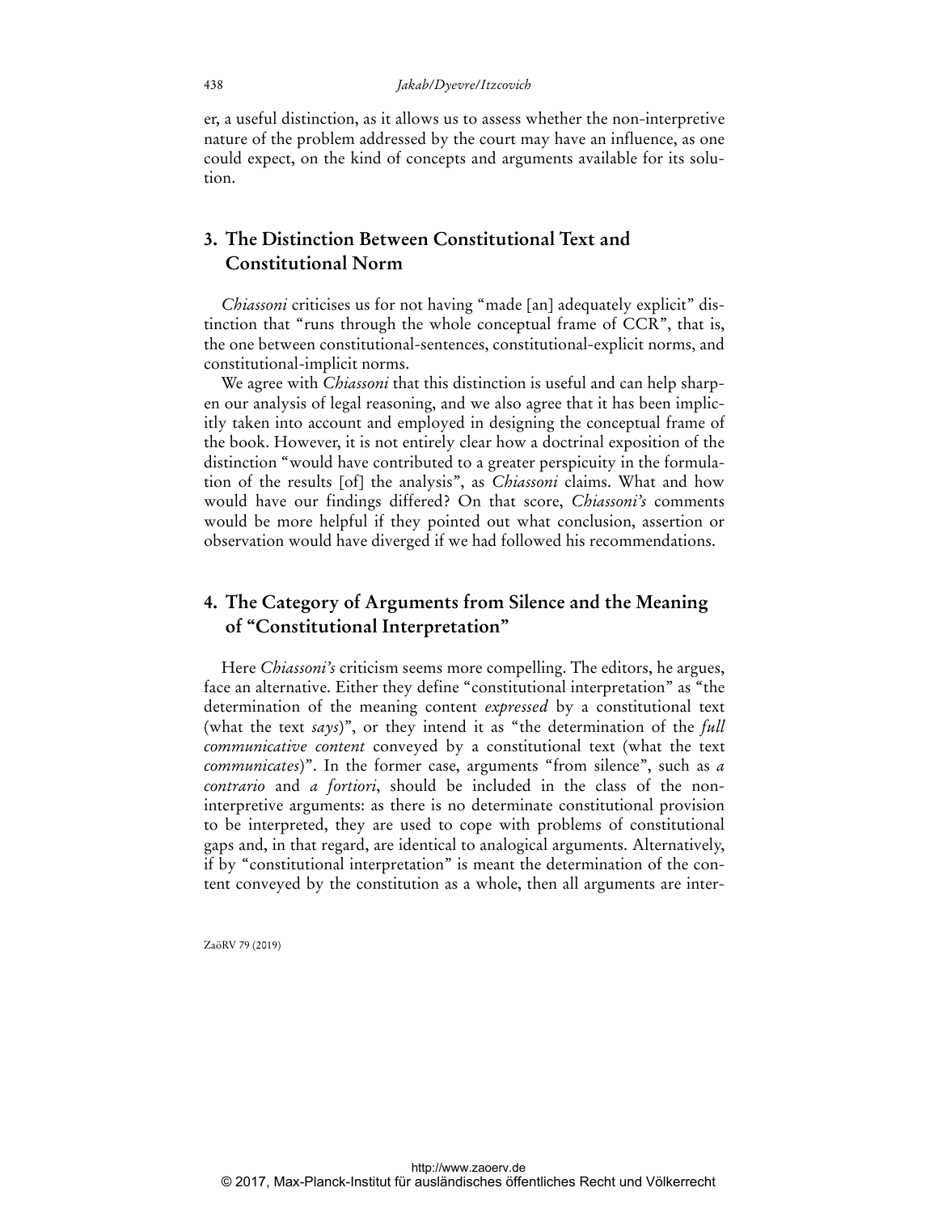er, a useful distinction, as it allows us to assess whether the non-interpretive nature of the problem addressed by the court may have an influence, as one could expect, on the kind of concepts and arguments available for its solution.

## 3. The Distinction Between Constitutional Text and Constitutional Norm

*Chiassoni* criticises us for not having "made [an] adequately explicit" distinction that "runs through the whole conceptual frame of CCR", that is, the one between constitutional-sentences, constitutional-explicit norms, and constitutional-implicit norms.

We agree with *Chiassoni* that this distinction is useful and can help sharpen our analysis of legal reasoning, and we also agree that it has been implicitly taken into account and employed in designing the conceptual frame of the book. However, it is not entirely clear how a doctrinal exposition of the distinction "would have contributed to a greater perspicuity in the formulation of the results [of] the analysis", as *Chiassoni* claims. What and how would have our findings differed? On that score, *Chiassoni's* comments would be more helpful if they pointed out what conclusion, assertion or observation would have diverged if we had followed his recommendations.

## 4. The Category of Arguments from Silence and the Meaning of "Constitutional Interpretation"

Here *Chiassoni's* criticism seems more compelling. The editors, he argues, face an alternative. Either they define "constitutional interpretation" as "the determination of the meaning content *expressed* by a constitutional text (what the text *says*)", or they intend it as "the determination of the *full communicative content* conveyed by a constitutional text (what the text *communicates*)". In the former case, arguments "from silence", such as *a contrario* and *a fortiori*, should be included in the class of the non-interpretive arguments: as there is no determinate constitutional provision to be interpreted, they are used to cope with problems of constitutional gaps and, in that regard, are identical to analogical arguments. Alternatively, if by "constitutional interpretation" is meant the determination of the content conveyed by the constitution as a whole, then all arguments are inter-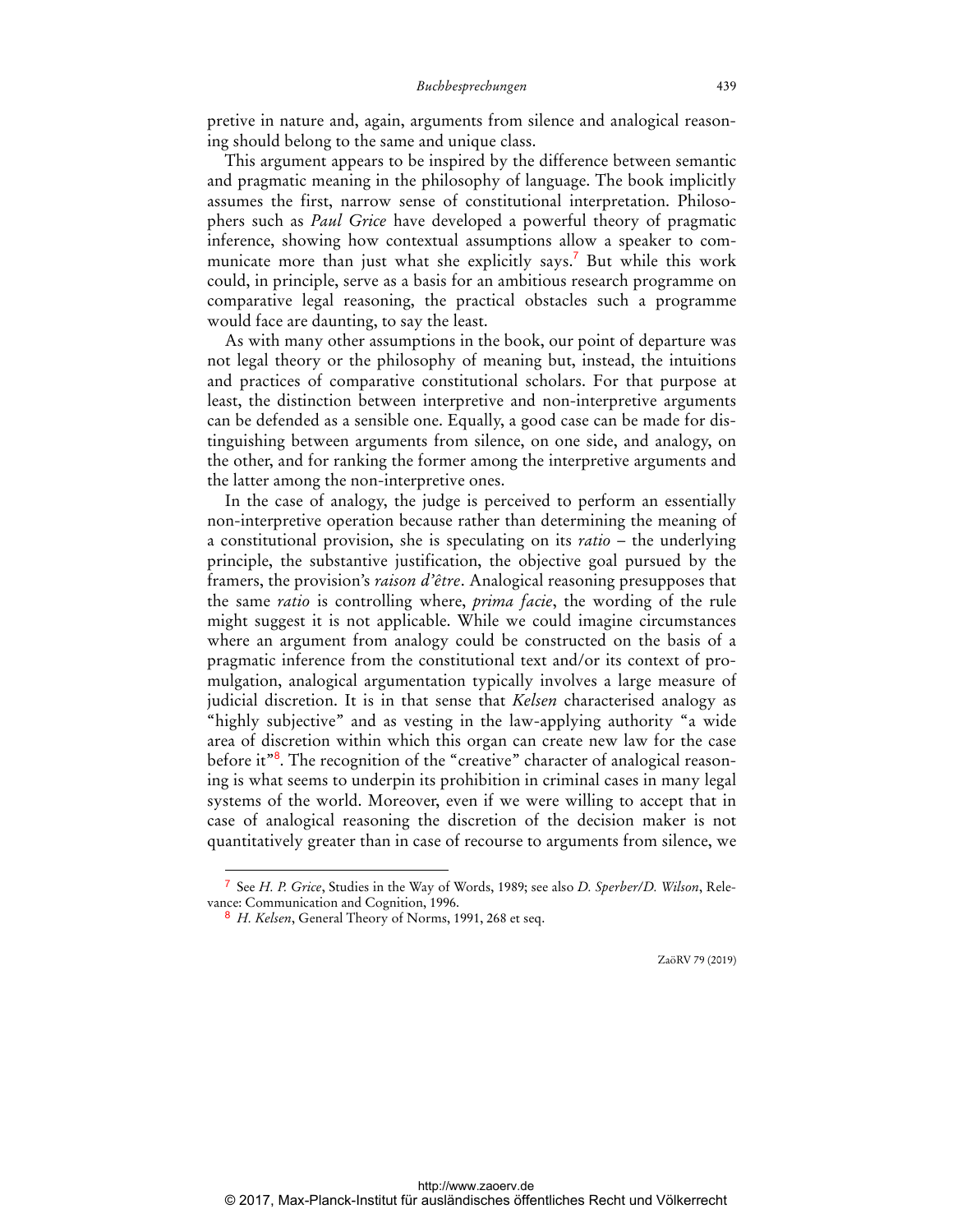pretive in nature and, again, arguments from silence and analogical reasoning should belong to the same and unique class.

This argument appears to be inspired by the difference between semantic and pragmatic meaning in the philosophy of language. The book implicitly assumes the first, narrow sense of constitutional interpretation. Philosophers such as *Paul Grice* have developed a powerful theory of pragmatic inference, showing how contextual assumptions allow a speaker to communicate more than just what she explicitly says.[7] But while this work could, in principle, serve as a basis for an ambitious research programme on comparative legal reasoning, the practical obstacles such a programme would face are daunting, to say the least.

As with many other assumptions in the book, our point of departure was not legal theory or the philosophy of meaning but, instead, the intuitions and practices of comparative constitutional scholars. For that purpose at least, the distinction between interpretive and non-interpretive arguments can be defended as a sensible one. Equally, a good case can be made for distinguishing between arguments from silence, on one side, and analogy, on the other, and for ranking the former among the interpretive arguments and the latter among the non-interpretive ones.

In the case of analogy, the judge is perceived to perform an essentially non-interpretive operation because rather than determining the meaning of a constitutional provision, she is speculating on its *ratio* – the underlying principle, the substantive justification, the objective goal pursued by the framers, the provision's *raison d'être*. Analogical reasoning presupposes that the same *ratio* is controlling where, *prima facie*, the wording of the rule might suggest it is not applicable. While we could imagine circumstances where an argument from analogy could be constructed on the basis of a pragmatic inference from the constitutional text and/or its context of promulgation, analogical argumentation typically involves a large measure of judicial discretion. It is in that sense that *Kelsen* characterised analogy as "highly subjective" and as vesting in the law-applying authority "a wide area of discretion within which this organ can create new law for the case before it"[8]. The recognition of the "creative" character of analogical reasoning is what seems to underpin its prohibition in criminal cases in many legal systems of the world. Moreover, even if we were willing to accept that in case of analogical reasoning the discretion of the decision maker is not quantitatively greater than in case of recourse to arguments from silence, we

---

[7] See *H. P. Grice*, Studies in the Way of Words, 1989; see also *D. Sperber/D. Wilson*, Relevance: Communication and Cognition, 1996.

[8] *H. Kelsen*, General Theory of Norms, 1991, 268 et seq.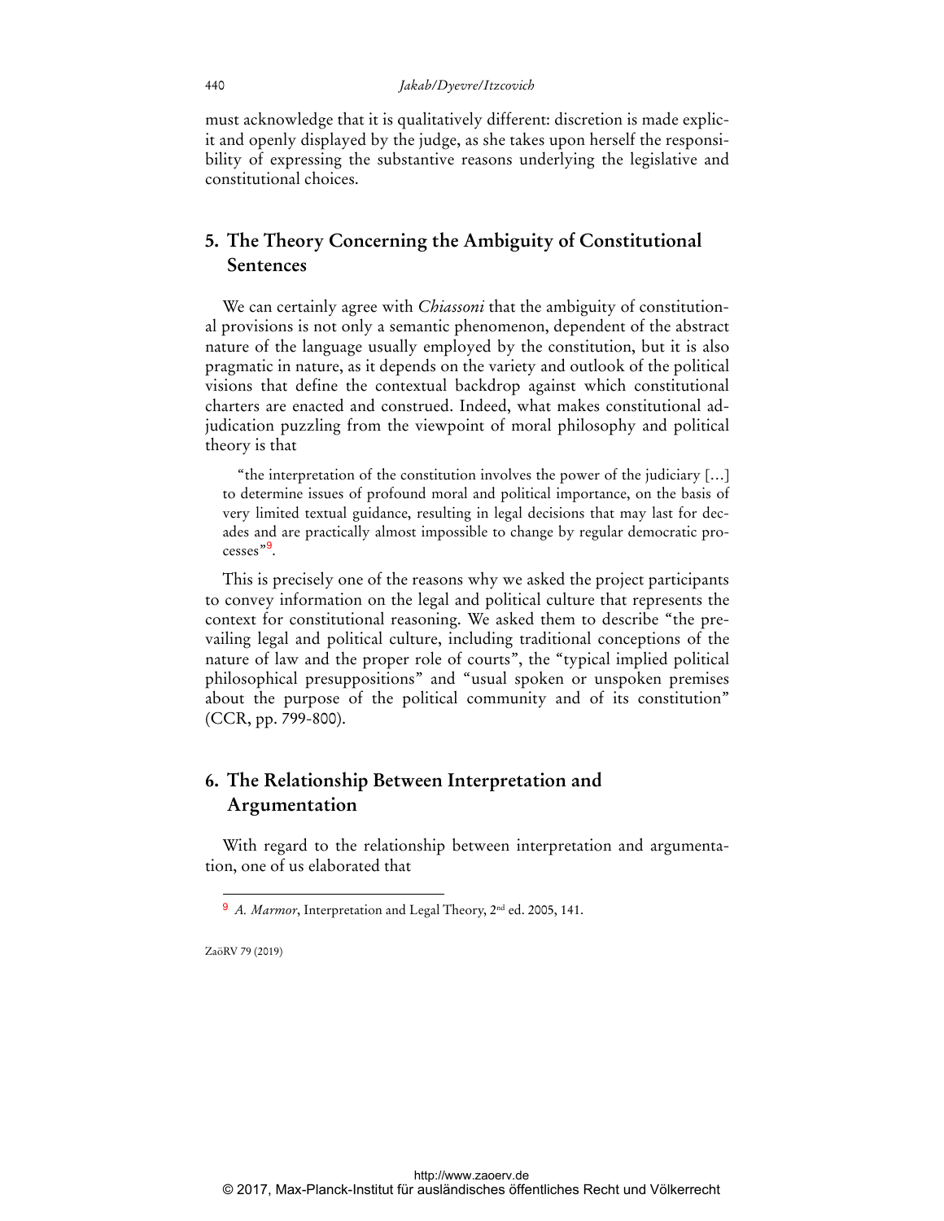must acknowledge that it is qualitatively different: discretion is made explicit and openly displayed by the judge, as she takes upon herself the responsibility of expressing the substantive reasons underlying the legislative and constitutional choices.

## 5. The Theory Concerning the Ambiguity of Constitutional Sentences

We can certainly agree with *Chiassoni* that the ambiguity of constitutional provisions is not only a semantic phenomenon, dependent of the abstract nature of the language usually employed by the constitution, but it is also pragmatic in nature, as it depends on the variety and outlook of the political visions that define the contextual backdrop against which constitutional charters are enacted and construed. Indeed, what makes constitutional adjudication puzzling from the viewpoint of moral philosophy and political theory is that

> "the interpretation of the constitution involves the power of the judiciary […] to determine issues of profound moral and political importance, on the basis of very limited textual guidance, resulting in legal decisions that may last for decades and are practically almost impossible to change by regular democratic processes"[9].

This is precisely one of the reasons why we asked the project participants to convey information on the legal and political culture that represents the context for constitutional reasoning. We asked them to describe "the prevailing legal and political culture, including traditional conceptions of the nature of law and the proper role of courts", the "typical implied political philosophical presuppositions" and "usual spoken or unspoken premises about the purpose of the political community and of its constitution" (CCR, pp. 799-800).

## 6. The Relationship Between Interpretation and Argumentation

With regard to the relationship between interpretation and argumentation, one of us elaborated that

---

[9] *A. Marmor*, Interpretation and Legal Theory, 2nd ed. 2005, 141.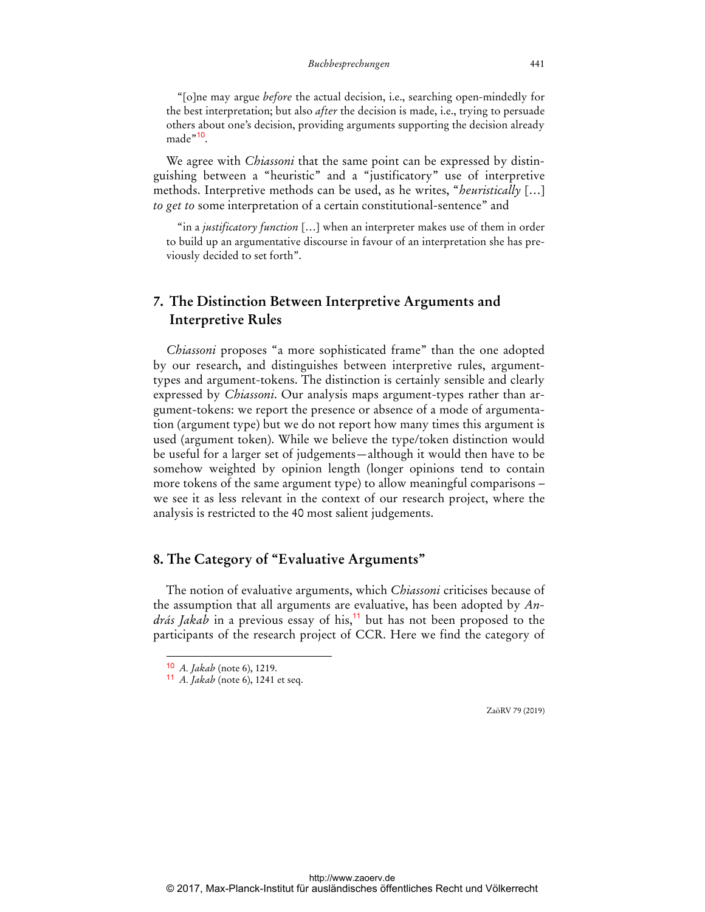> "[o]ne may argue *before* the actual decision, i.e., searching open-mindedly for the best interpretation; but also *after* the decision is made, i.e., trying to persuade others about one's decision, providing arguments supporting the decision already made"[10].

We agree with *Chiassoni* that the same point can be expressed by distinguishing between a "heuristic" and a "justificatory" use of interpretive methods. Interpretive methods can be used, as he writes, "*heuristically* [...] *to get to* some interpretation of a certain constitutional-sentence" and

> "in a *justificatory function* [...] when an interpreter makes use of them in order to build up an argumentative discourse in favour of an interpretation she has previously decided to set forth".

## 7. The Distinction Between Interpretive Arguments and Interpretive Rules

*Chiassoni* proposes "a more sophisticated frame" than the one adopted by our research, and distinguishes between interpretive rules, argument-types and argument-tokens. The distinction is certainly sensible and clearly expressed by *Chiassoni*. Our analysis maps argument-types rather than argument-tokens: we report the presence or absence of a mode of argumentation (argument type) but we do not report how many times this argument is used (argument token). While we believe the type/token distinction would be useful for a larger set of judgements—although it would then have to be somehow weighted by opinion length (longer opinions tend to contain more tokens of the same argument type) to allow meaningful comparisons – we see it as less relevant in the context of our research project, where the analysis is restricted to the 40 most salient judgements.

## 8. The Category of "Evaluative Arguments"

The notion of evaluative arguments, which *Chiassoni* criticises because of the assumption that all arguments are evaluative, has been adopted by *András Jakab* in a previous essay of his,[11] but has not been proposed to the participants of the research project of CCR. Here we find the category of

---

[10] *A. Jakab* (note 6), 1219.

[11] *A. Jakab* (note 6), 1241 et seq.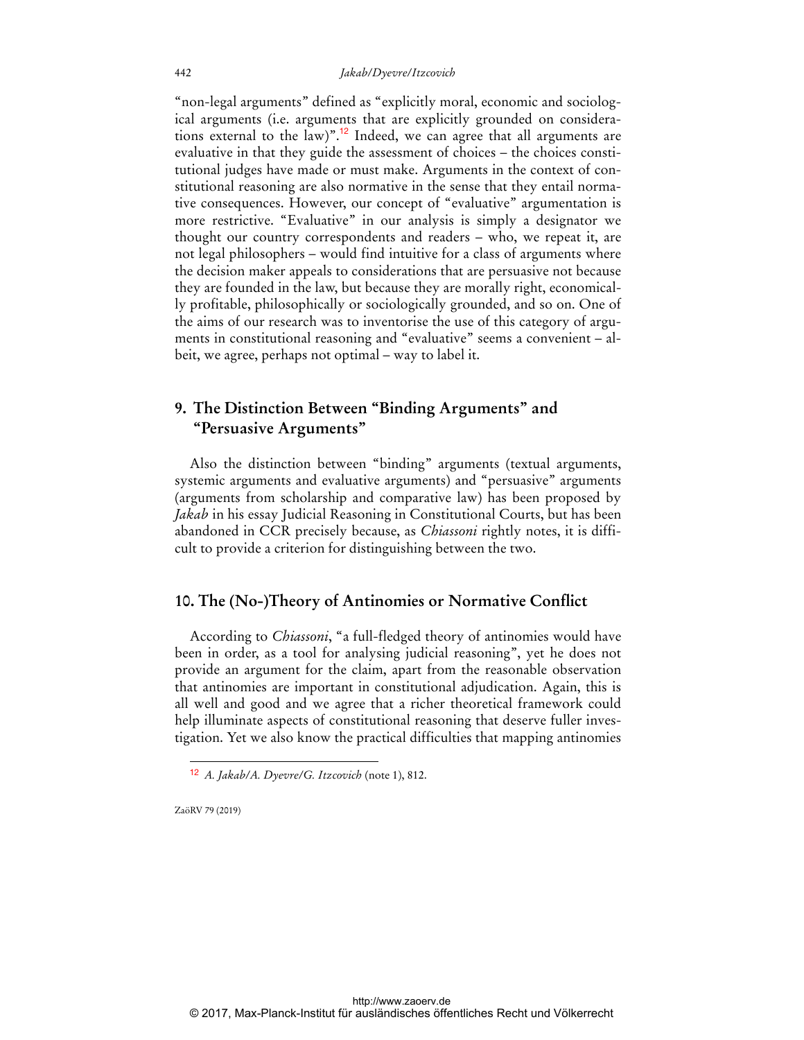"non-legal arguments" defined as "explicitly moral, economic and sociological arguments (i.e. arguments that are explicitly grounded on considerations external to the law)".[12] Indeed, we can agree that all arguments are evaluative in that they guide the assessment of choices – the choices constitutional judges have made or must make. Arguments in the context of constitutional reasoning are also normative in the sense that they entail normative consequences. However, our concept of "evaluative" argumentation is more restrictive. "Evaluative" in our analysis is simply a designator we thought our country correspondents and readers – who, we repeat it, are not legal philosophers – would find intuitive for a class of arguments where the decision maker appeals to considerations that are persuasive not because they are founded in the law, but because they are morally right, economically profitable, philosophically or sociologically grounded, and so on. One of the aims of our research was to inventorise the use of this category of arguments in constitutional reasoning and "evaluative" seems a convenient – albeit, we agree, perhaps not optimal – way to label it.

## 9. The Distinction Between "Binding Arguments" and "Persuasive Arguments"

Also the distinction between "binding" arguments (textual arguments, systemic arguments and evaluative arguments) and "persuasive" arguments (arguments from scholarship and comparative law) has been proposed by *Jakab* in his essay Judicial Reasoning in Constitutional Courts, but has been abandoned in CCR precisely because, as *Chiassoni* rightly notes, it is difficult to provide a criterion for distinguishing between the two.

## 10. The (No-)Theory of Antinomies or Normative Conflict

According to *Chiassoni*, "a full-fledged theory of antinomies would have been in order, as a tool for analysing judicial reasoning", yet he does not provide an argument for the claim, apart from the reasonable observation that antinomies are important in constitutional adjudication. Again, this is all well and good and we agree that a richer theoretical framework could help illuminate aspects of constitutional reasoning that deserve fuller investigation. Yet we also know the practical difficulties that mapping antinomies

[12] *A. Jakab/A. Dyevre/G. Itzcovich* (note 1), 812.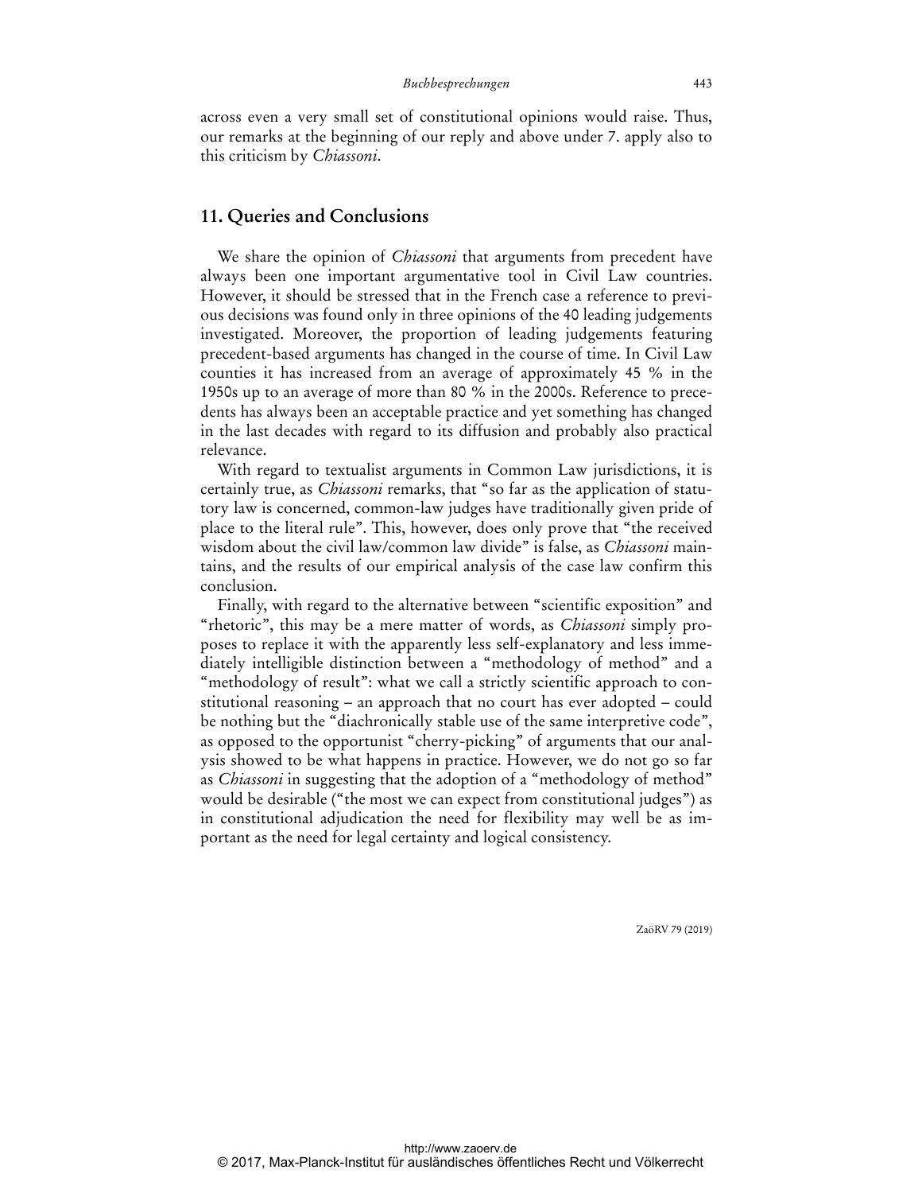across even a very small set of constitutional opinions would raise. Thus, our remarks at the beginning of our reply and above under 7. apply also to this criticism by *Chiassoni*.

## 11. Queries and Conclusions

We share the opinion of *Chiassoni* that arguments from precedent have always been one important argumentative tool in Civil Law countries. However, it should be stressed that in the French case a reference to previous decisions was found only in three opinions of the 40 leading judgements investigated. Moreover, the proportion of leading judgements featuring precedent-based arguments has changed in the course of time. In Civil Law counties it has increased from an average of approximately 45 % in the 1950s up to an average of more than 80 % in the 2000s. Reference to precedents has always been an acceptable practice and yet something has changed in the last decades with regard to its diffusion and probably also practical relevance.

With regard to textualist arguments in Common Law jurisdictions, it is certainly true, as *Chiassoni* remarks, that "so far as the application of statutory law is concerned, common-law judges have traditionally given pride of place to the literal rule". This, however, does only prove that "the received wisdom about the civil law/common law divide" is false, as *Chiassoni* maintains, and the results of our empirical analysis of the case law confirm this conclusion.

Finally, with regard to the alternative between "scientific exposition" and "rhetoric", this may be a mere matter of words, as *Chiassoni* simply proposes to replace it with the apparently less self-explanatory and less immediately intelligible distinction between a "methodology of method" and a "methodology of result": what we call a strictly scientific approach to constitutional reasoning – an approach that no court has ever adopted – could be nothing but the "diachronically stable use of the same interpretive code", as opposed to the opportunist "cherry-picking" of arguments that our analysis showed to be what happens in practice. However, we do not go so far as *Chiassoni* in suggesting that the adoption of a "methodology of method" would be desirable ("the most we can expect from constitutional judges") as in constitutional adjudication the need for flexibility may well be as important as the need for legal certainty and logical consistency.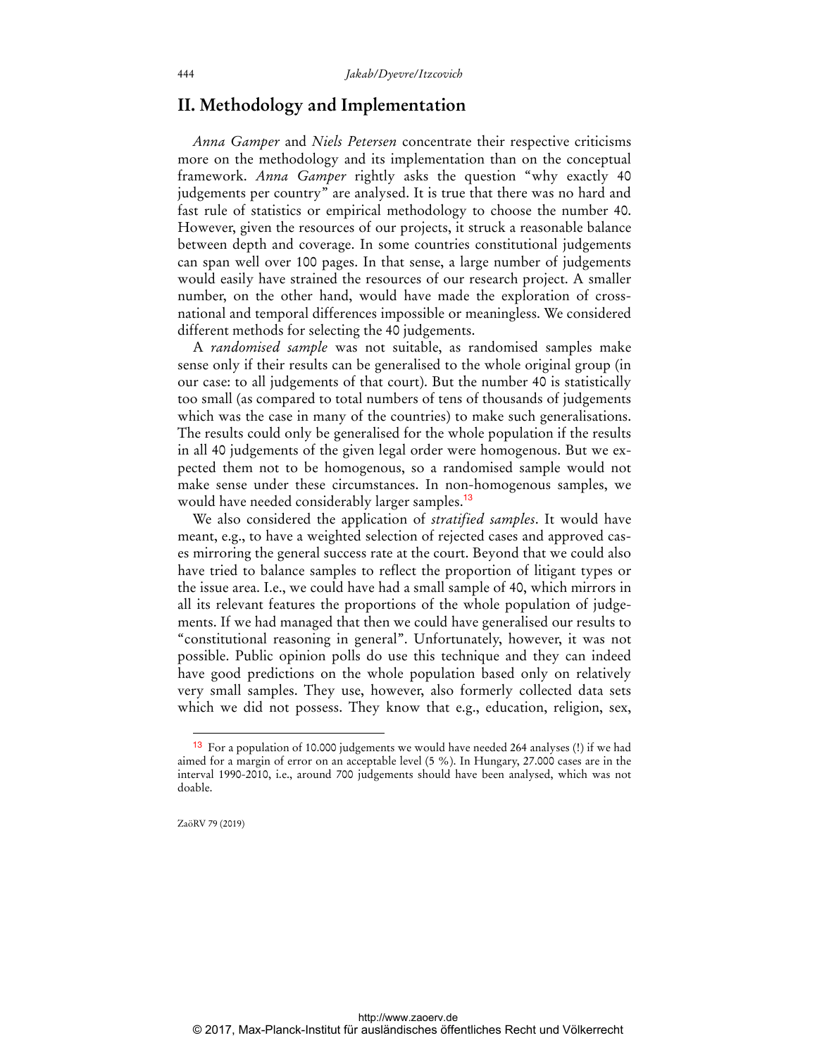## II. Methodology and Implementation

*Anna Gamper* and *Niels Petersen* concentrate their respective criticisms more on the methodology and its implementation than on the conceptual framework. *Anna Gamper* rightly asks the question "why exactly 40 judgements per country" are analysed. It is true that there was no hard and fast rule of statistics or empirical methodology to choose the number 40. However, given the resources of our projects, it struck a reasonable balance between depth and coverage. In some countries constitutional judgements can span well over 100 pages. In that sense, a large number of judgements would easily have strained the resources of our research project. A smaller number, on the other hand, would have made the exploration of cross-national and temporal differences impossible or meaningless. We considered different methods for selecting the 40 judgements.

A *randomised sample* was not suitable, as randomised samples make sense only if their results can be generalised to the whole original group (in our case: to all judgements of that court). But the number 40 is statistically too small (as compared to total numbers of tens of thousands of judgements which was the case in many of the countries) to make such generalisations. The results could only be generalised for the whole population if the results in all 40 judgements of the given legal order were homogenous. But we expected them not to be homogenous, so a randomised sample would not make sense under these circumstances. In non-homogenous samples, we would have needed considerably larger samples.[13]

We also considered the application of *stratified samples*. It would have meant, e.g., to have a weighted selection of rejected cases and approved cases mirroring the general success rate at the court. Beyond that we could also have tried to balance samples to reflect the proportion of litigant types or the issue area. I.e., we could have had a small sample of 40, which mirrors in all its relevant features the proportions of the whole population of judgements. If we had managed that then we could have generalised our results to "constitutional reasoning in general". Unfortunately, however, it was not possible. Public opinion polls do use this technique and they can indeed have good predictions on the whole population based only on relatively very small samples. They use, however, also formerly collected data sets which we did not possess. They know that e.g., education, religion, sex,

---

[13] For a population of 10.000 judgements we would have needed 264 analyses (!) if we had aimed for a margin of error on an acceptable level (5 %). In Hungary, 27.000 cases are in the interval 1990-2010, i.e., around 700 judgements should have been analysed, which was not doable.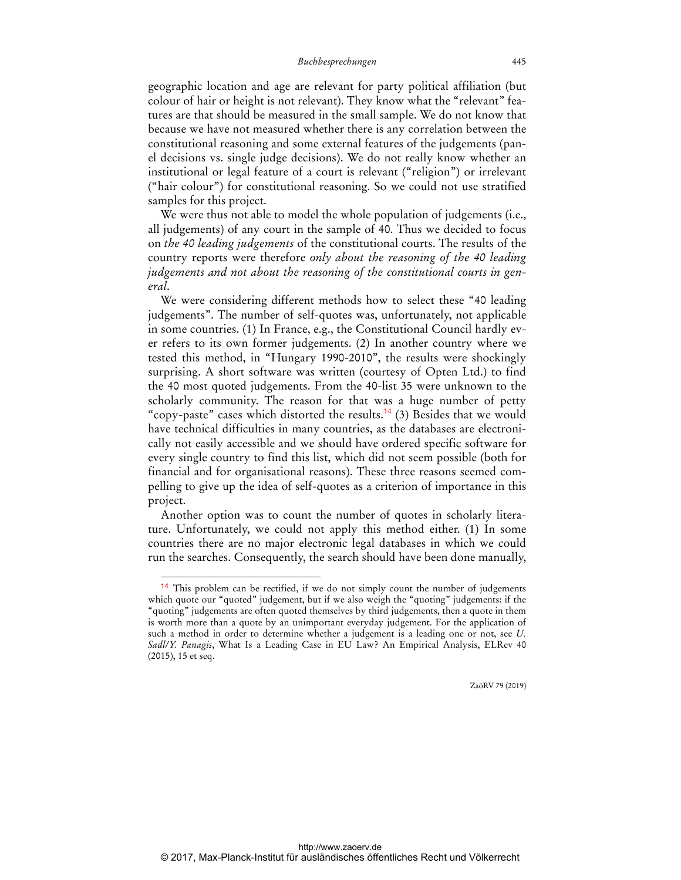geographic location and age are relevant for party political affiliation (but colour of hair or height is not relevant). They know what the "relevant" features are that should be measured in the small sample. We do not know that because we have not measured whether there is any correlation between the constitutional reasoning and some external features of the judgements (panel decisions vs. single judge decisions). We do not really know whether an institutional or legal feature of a court is relevant ("religion") or irrelevant ("hair colour") for constitutional reasoning. So we could not use stratified samples for this project.

We were thus not able to model the whole population of judgements (i.e., all judgements) of any court in the sample of 40. Thus we decided to focus on *the 40 leading judgements* of the constitutional courts. The results of the country reports were therefore *only about the reasoning of the 40 leading judgements and not about the reasoning of the constitutional courts in general*.

We were considering different methods how to select these "40 leading judgements". The number of self-quotes was, unfortunately, not applicable in some countries. (1) In France, e.g., the Constitutional Council hardly ever refers to its own former judgements. (2) In another country where we tested this method, in "Hungary 1990-2010", the results were shockingly surprising. A short software was written (courtesy of Opten Ltd.) to find the 40 most quoted judgements. From the 40-list 35 were unknown to the scholarly community. The reason for that was a huge number of petty "copy-paste" cases which distorted the results.[14] (3) Besides that we would have technical difficulties in many countries, as the databases are electronically not easily accessible and we should have ordered specific software for every single country to find this list, which did not seem possible (both for financial and for organisational reasons). These three reasons seemed compelling to give up the idea of self-quotes as a criterion of importance in this project.

Another option was to count the number of quotes in scholarly literature. Unfortunately, we could not apply this method either. (1) In some countries there are no major electronic legal databases in which we could run the searches. Consequently, the search should have been done manually,

---

[14] This problem can be rectified, if we do not simply count the number of judgements which quote our "quoted" judgement, but if we also weigh the "quoting" judgements: if the "quoting" judgements are often quoted themselves by third judgements, then a quote in them is worth more than a quote by an unimportant everyday judgement. For the application of such a method in order to determine whether a judgement is a leading one or not, see *U. Sadl/Y. Panagis*, What Is a Leading Case in EU Law? An Empirical Analysis, ELRev 40 (2015), 15 et seq.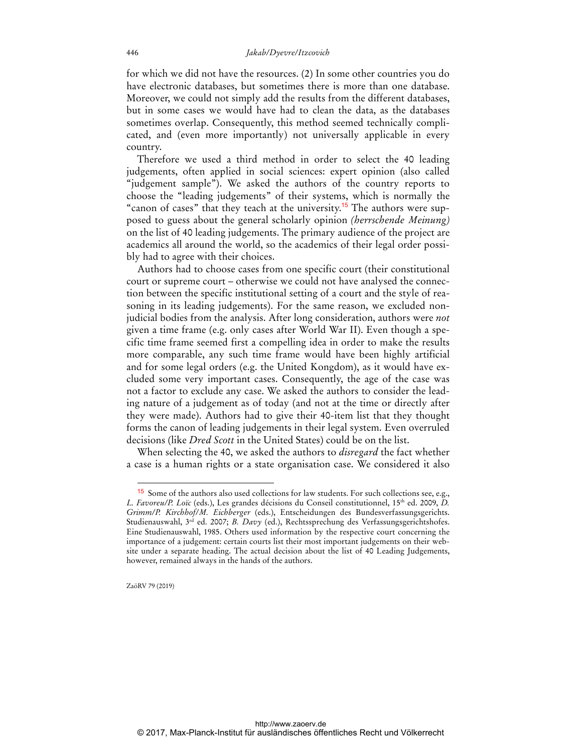for which we did not have the resources. (2) In some other countries you do have electronic databases, but sometimes there is more than one database. Moreover, we could not simply add the results from the different databases, but in some cases we would have had to clean the data, as the databases sometimes overlap. Consequently, this method seemed technically complicated, and (even more importantly) not universally applicable in every country.

Therefore we used a third method in order to select the 40 leading judgements, often applied in social sciences: expert opinion (also called "judgement sample"). We asked the authors of the country reports to choose the "leading judgements" of their systems, which is normally the "canon of cases" that they teach at the university.[15] The authors were supposed to guess about the general scholarly opinion *(herrschende Meinung)* on the list of 40 leading judgements. The primary audience of the project are academics all around the world, so the academics of their legal order possibly had to agree with their choices.

Authors had to choose cases from one specific court (their constitutional court or supreme court – otherwise we could not have analysed the connection between the specific institutional setting of a court and the style of reasoning in its leading judgements). For the same reason, we excluded non-judicial bodies from the analysis. After long consideration, authors were *not* given a time frame (e.g. only cases after World War II). Even though a specific time frame seemed first a compelling idea in order to make the results more comparable, any such time frame would have been highly artificial and for some legal orders (e.g. the United Kongdom), as it would have excluded some very important cases. Consequently, the age of the case was not a factor to exclude any case. We asked the authors to consider the leading nature of a judgement as of today (and not at the time or directly after they were made). Authors had to give their 40-item list that they thought forms the canon of leading judgements in their legal system. Even overruled decisions (like *Dred Scott* in the United States) could be on the list.

When selecting the 40, we asked the authors to *disregard* the fact whether a case is a human rights or a state organisation case. We considered it also

---

[15] Some of the authors also used collections for law students. For such collections see, e.g., *L. Favoreu/P. Loïc* (eds.), Les grandes décisions du Conseil constitutionnel, 15th ed. 2009, *D. Grimm/P. Kirchhof/M. Eichberger* (eds.), Entscheidungen des Bundesverfassungsgerichts. Studienauswahl, 3rd ed. 2007; *B. Davy* (ed.), Rechtssprechung des Verfassungsgerichtshofes. Eine Studienauswahl, 1985. Others used information by the respective court concerning the importance of a judgement: certain courts list their most important judgements on their website under a separate heading. The actual decision about the list of 40 Leading Judgements, however, remained always in the hands of the authors.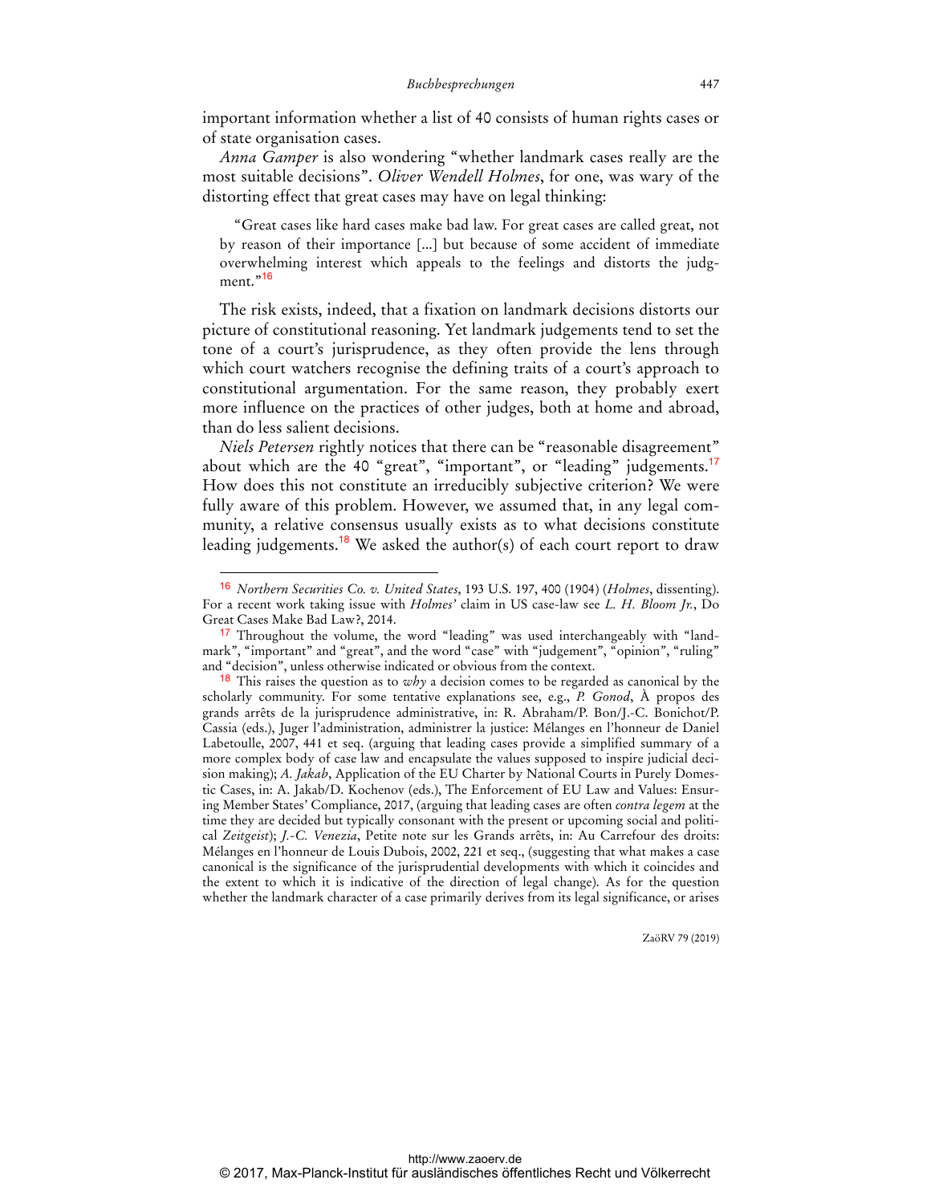important information whether a list of 40 consists of human rights cases or of state organisation cases.

*Anna Gamper* is also wondering "whether landmark cases really are the most suitable decisions". *Oliver Wendell Holmes*, for one, was wary of the distorting effect that great cases may have on legal thinking:

> "Great cases like hard cases make bad law. For great cases are called great, not by reason of their importance [...] but because of some accident of immediate overwhelming interest which appeals to the feelings and distorts the judgment."[16]

The risk exists, indeed, that a fixation on landmark decisions distorts our picture of constitutional reasoning. Yet landmark judgements tend to set the tone of a court's jurisprudence, as they often provide the lens through which court watchers recognise the defining traits of a court's approach to constitutional argumentation. For the same reason, they probably exert more influence on the practices of other judges, both at home and abroad, than do less salient decisions.

*Niels Petersen* rightly notices that there can be "reasonable disagreement" about which are the 40 "great", "important", or "leading" judgements.[17] How does this not constitute an irreducibly subjective criterion? We were fully aware of this problem. However, we assumed that, in any legal community, a relative consensus usually exists as to what decisions constitute leading judgements.[18] We asked the author(s) of each court report to draw

---

[16] *Northern Securities Co. v. United States*, 193 U.S. 197, 400 (1904) (*Holmes*, dissenting). For a recent work taking issue with *Holmes'* claim in US case-law see *L. H. Bloom Jr.*, Do Great Cases Make Bad Law?, 2014.

[17] Throughout the volume, the word "leading" was used interchangeably with "landmark", "important" and "great", and the word "case" with "judgement", "opinion", "ruling" and "decision", unless otherwise indicated or obvious from the context.

[18] This raises the question as to *why* a decision comes to be regarded as canonical by the scholarly community. For some tentative explanations see, e.g., *P. Gonod*, À propos des grands arrêts de la jurisprudence administrative, in: R. Abraham/P. Bon/J.-C. Bonichot/P. Cassia (eds.), Juger l'administration, administrer la justice: Mélanges en l'honneur de Daniel Labetoulle, 2007, 441 et seq. (arguing that leading cases provide a simplified summary of a more complex body of case law and encapsulate the values supposed to inspire judicial decision making); *A. Jakab*, Application of the EU Charter by National Courts in Purely Domestic Cases, in: A. Jakab/D. Kochenov (eds.), The Enforcement of EU Law and Values: Ensuring Member States' Compliance, 2017, (arguing that leading cases are often *contra legem* at the time they are decided but typically consonant with the present or upcoming social and political *Zeitgeist*); *J.-C. Venezia*, Petite note sur les Grands arrêts, in: Au Carrefour des droits: Mélanges en l'honneur de Louis Dubois, 2002, 221 et seq., (suggesting that what makes a case canonical is the significance of the jurisprudential developments with which it coincides and the extent to which it is indicative of the direction of legal change). As for the question whether the landmark character of a case primarily derives from its legal significance, or arises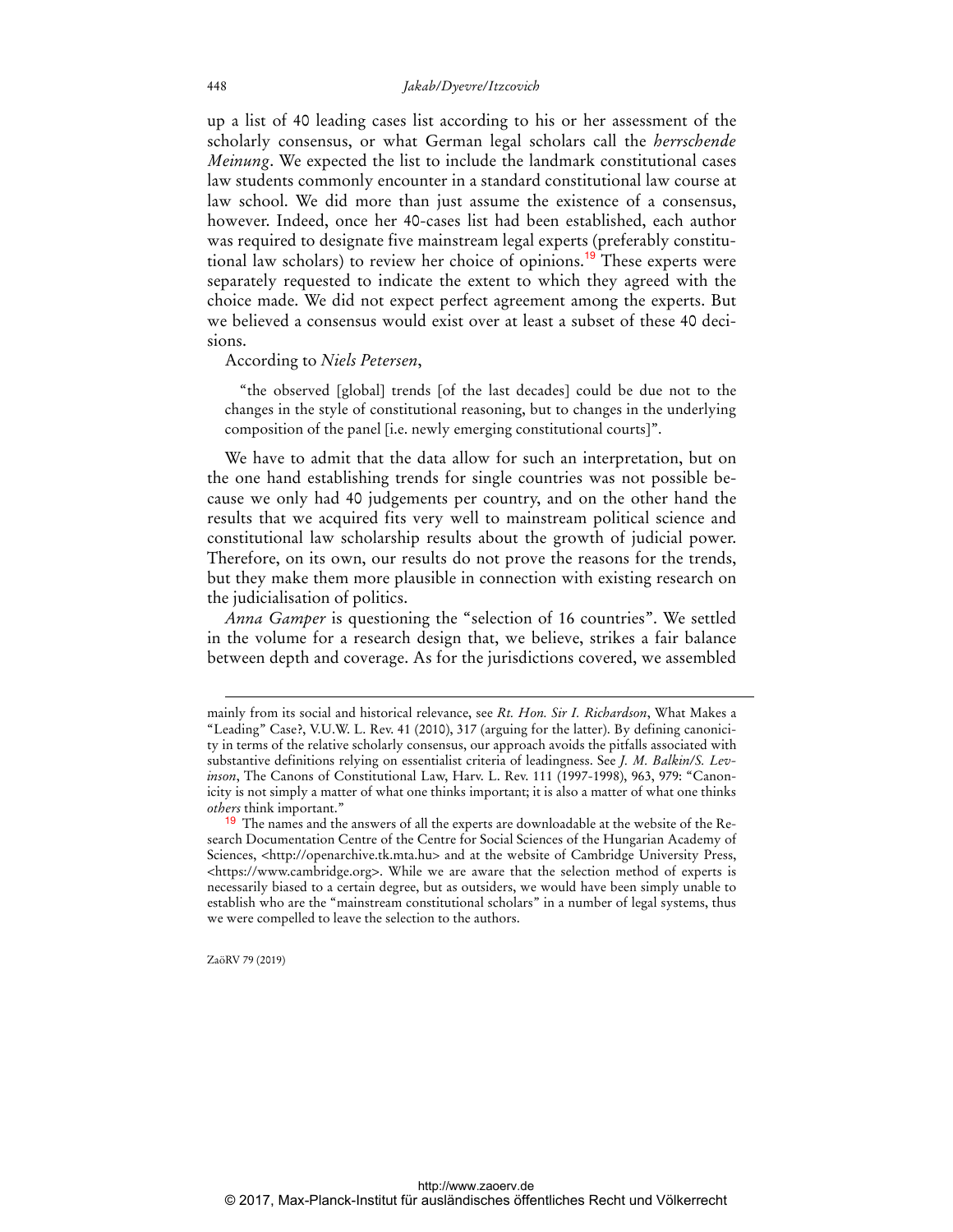up a list of 40 leading cases list according to his or her assessment of the scholarly consensus, or what German legal scholars call the *herrschende Meinung*. We expected the list to include the landmark constitutional cases law students commonly encounter in a standard constitutional law course at law school. We did more than just assume the existence of a consensus, however. Indeed, once her 40-cases list had been established, each author was required to designate five mainstream legal experts (preferably constitutional law scholars) to review her choice of opinions.[19] These experts were separately requested to indicate the extent to which they agreed with the choice made. We did not expect perfect agreement among the experts. But we believed a consensus would exist over at least a subset of these 40 decisions.

According to *Niels Petersen*,

> "the observed [global] trends [of the last decades] could be due not to the changes in the style of constitutional reasoning, but to changes in the underlying composition of the panel [i.e. newly emerging constitutional courts]".

We have to admit that the data allow for such an interpretation, but on the one hand establishing trends for single countries was not possible because we only had 40 judgements per country, and on the other hand the results that we acquired fits very well to mainstream political science and constitutional law scholarship results about the growth of judicial power. Therefore, on its own, our results do not prove the reasons for the trends, but they make them more plausible in connection with existing research on the judicialisation of politics.

*Anna Gamper* is questioning the "selection of 16 countries". We settled in the volume for a research design that, we believe, strikes a fair balance between depth and coverage. As for the jurisdictions covered, we assembled

---

mainly from its social and historical relevance, see *Rt. Hon. Sir I. Richardson*, What Makes a "Leading" Case?, V.U.W. L. Rev. 41 (2010), 317 (arguing for the latter). By defining canonicity in terms of the relative scholarly consensus, our approach avoids the pitfalls associated with substantive definitions relying on essentialist criteria of leadingness. See *J. M. Balkin/S. Levinson*, The Canons of Constitutional Law, Harv. L. Rev. 111 (1997-1998), 963, 979: "Canonicity is not simply a matter of what one thinks important; it is also a matter of what one thinks *others* think important."

[19] The names and the answers of all the experts are downloadable at the website of the Research Documentation Centre of the Centre for Social Sciences of the Hungarian Academy of Sciences, <http://openarchive.tk.mta.hu> and at the website of Cambridge University Press, <https://www.cambridge.org>. While we are aware that the selection method of experts is necessarily biased to a certain degree, but as outsiders, we would have been simply unable to establish who are the "mainstream constitutional scholars" in a number of legal systems, thus we were compelled to leave the selection to the authors.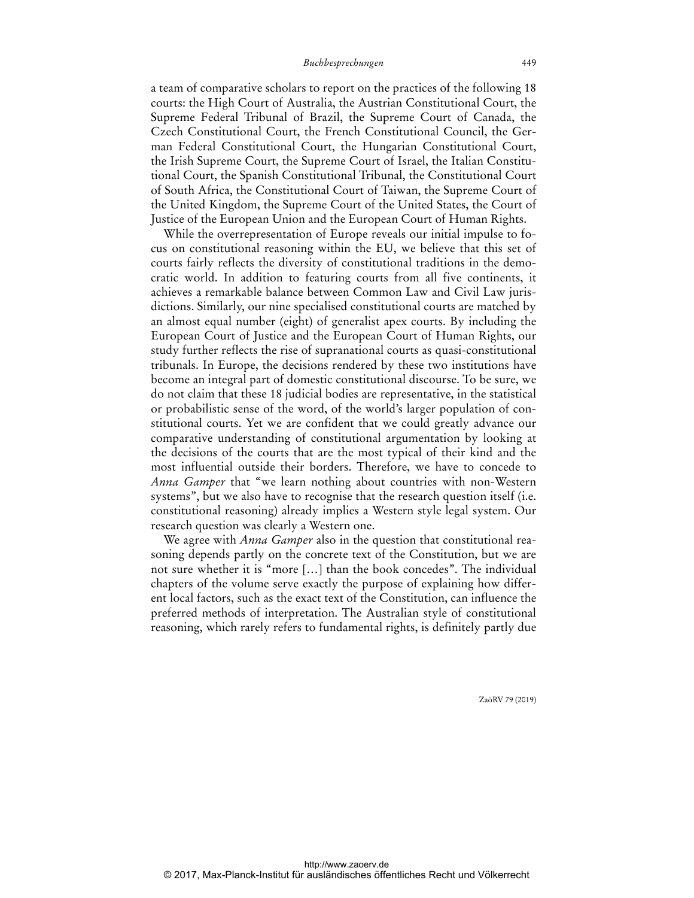a team of comparative scholars to report on the practices of the following 18 courts: the High Court of Australia, the Austrian Constitutional Court, the Supreme Federal Tribunal of Brazil, the Supreme Court of Canada, the Czech Constitutional Court, the French Constitutional Council, the German Federal Constitutional Court, the Hungarian Constitutional Court, the Irish Supreme Court, the Supreme Court of Israel, the Italian Constitutional Court, the Spanish Constitutional Tribunal, the Constitutional Court of South Africa, the Constitutional Court of Taiwan, the Supreme Court of the United Kingdom, the Supreme Court of the United States, the Court of Justice of the European Union and the European Court of Human Rights.

While the overrepresentation of Europe reveals our initial impulse to focus on constitutional reasoning within the EU, we believe that this set of courts fairly reflects the diversity of constitutional traditions in the democratic world. In addition to featuring courts from all five continents, it achieves a remarkable balance between Common Law and Civil Law jurisdictions. Similarly, our nine specialised constitutional courts are matched by an almost equal number (eight) of generalist apex courts. By including the European Court of Justice and the European Court of Human Rights, our study further reflects the rise of supranational courts as quasi-constitutional tribunals. In Europe, the decisions rendered by these two institutions have become an integral part of domestic constitutional discourse. To be sure, we do not claim that these 18 judicial bodies are representative, in the statistical or probabilistic sense of the word, of the world's larger population of constitutional courts. Yet we are confident that we could greatly advance our comparative understanding of constitutional argumentation by looking at the decisions of the courts that are the most typical of their kind and the most influential outside their borders. Therefore, we have to concede to *Anna Gamper* that "we learn nothing about countries with non-Western systems", but we also have to recognise that the research question itself (i.e. constitutional reasoning) already implies a Western style legal system. Our research question was clearly a Western one.

We agree with *Anna Gamper* also in the question that constitutional reasoning depends partly on the concrete text of the Constitution, but we are not sure whether it is "more […] than the book concedes". The individual chapters of the volume serve exactly the purpose of explaining how different local factors, such as the exact text of the Constitution, can influence the preferred methods of interpretation. The Australian style of constitutional reasoning, which rarely refers to fundamental rights, is definitely partly due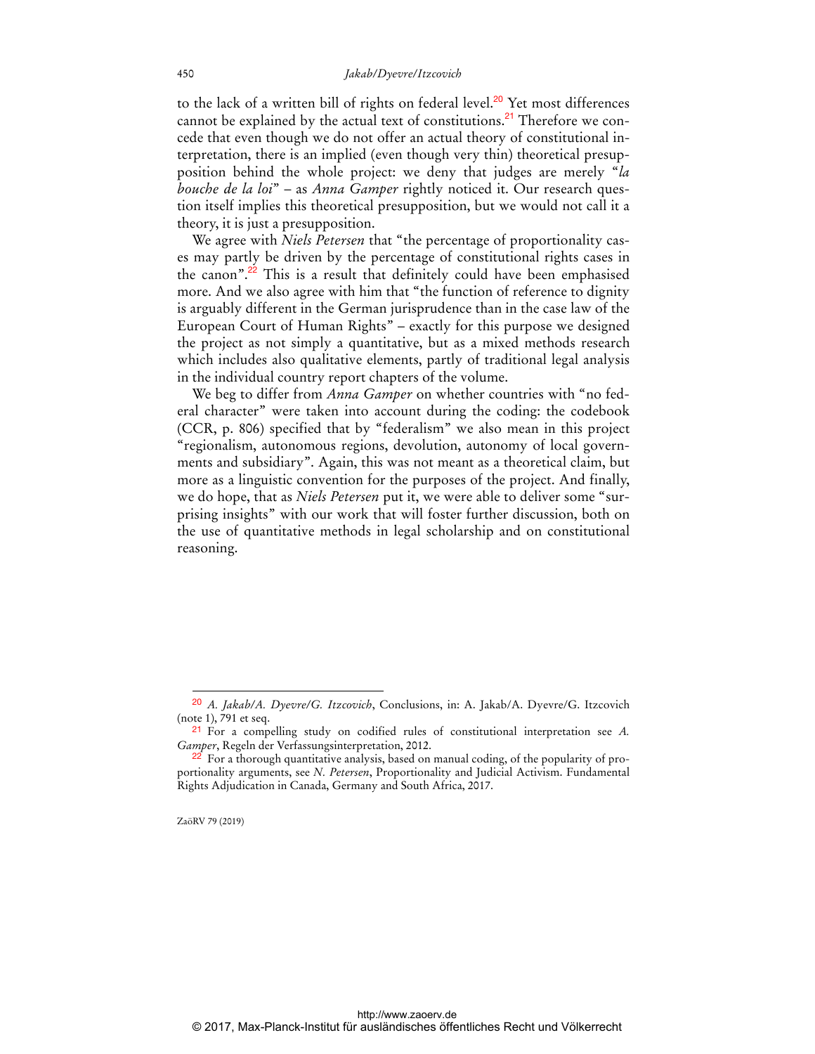to the lack of a written bill of rights on federal level.[20] Yet most differences cannot be explained by the actual text of constitutions.[21] Therefore we concede that even though we do not offer an actual theory of constitutional interpretation, there is an implied (even though very thin) theoretical presupposition behind the whole project: we deny that judges are merely "*la bouche de la loi*" – as *Anna Gamper* rightly noticed it. Our research question itself implies this theoretical presupposition, but we would not call it a theory, it is just a presupposition.

We agree with *Niels Petersen* that "the percentage of proportionality cases may partly be driven by the percentage of constitutional rights cases in the canon".[22] This is a result that definitely could have been emphasised more. And we also agree with him that "the function of reference to dignity is arguably different in the German jurisprudence than in the case law of the European Court of Human Rights" – exactly for this purpose we designed the project as not simply a quantitative, but as a mixed methods research which includes also qualitative elements, partly of traditional legal analysis in the individual country report chapters of the volume.

We beg to differ from *Anna Gamper* on whether countries with "no federal character" were taken into account during the coding: the codebook (CCR, p. 806) specified that by "federalism" we also mean in this project "regionalism, autonomous regions, devolution, autonomy of local governments and subsidiary". Again, this was not meant as a theoretical claim, but more as a linguistic convention for the purposes of the project. And finally, we do hope, that as *Niels Petersen* put it, we were able to deliver some "surprising insights" with our work that will foster further discussion, both on the use of quantitative methods in legal scholarship and on constitutional reasoning.

---

[20] *A. Jakab/A. Dyevre/G. Itzcovich*, Conclusions, in: A. Jakab/A. Dyevre/G. Itzcovich (note 1), 791 et seq.

[21] For a compelling study on codified rules of constitutional interpretation see *A. Gamper*, Regeln der Verfassungsinterpretation, 2012.

[22] For a thorough quantitative analysis, based on manual coding, of the popularity of proportionality arguments, see *N. Petersen*, Proportionality and Judicial Activism. Fundamental Rights Adjudication in Canada, Germany and South Africa, 2017.